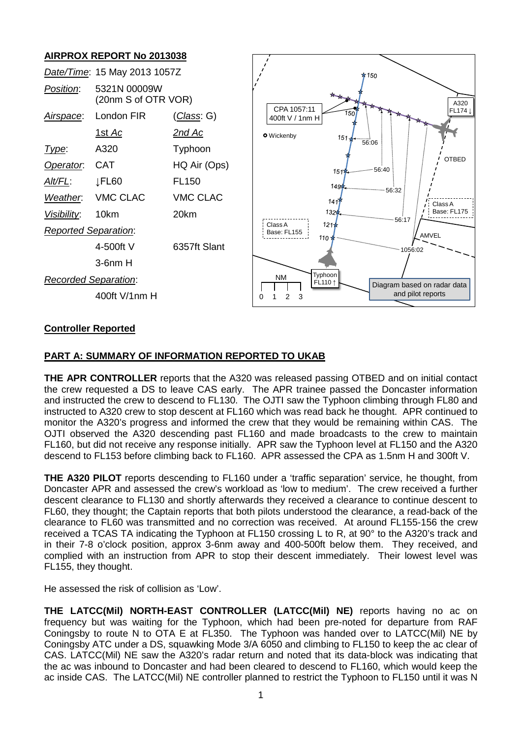## AIRPROX REPORT No 2013038

| *Date/Time*: | 15 May 2013 1057Z | |
|---|---|---|
| *Position*: | 5321N 00009W (20nm S of OTR VOR) | |
| *Airspace*: | London FIR | (*Class*: G) |
| | 1st Ac | 2nd Ac |
| *Type*: | A320 | Typhoon |
| *Operator*: | CAT | HQ Air (Ops) |
| *Alt/FL*: | ↓FL60 | FL150 |
| *Weather*: | VMC CLAC | VMC CLAC |
| *Visibility*: | 10km | 20km |
| *Reported Separation*: | | |
| | 4-500ft V | 6357ft Slant |
| | 3-6nm H | |
| *Recorded Separation*: | | |
| | 400ft V/1nm H | |

Diagram based on radar data and pilot reports

### Controller Reported

## PART A: SUMMARY OF INFORMATION REPORTED TO UKAB

**THE APR CONTROLLER** reports that the A320 was released passing OTBED and on initial contact the crew requested a DS to leave CAS early. The APR trainee passed the Doncaster information and instructed the crew to descend to FL130. The OJTI saw the Typhoon climbing through FL80 and instructed to A320 crew to stop descent at FL160 which was read back he thought. APR continued to monitor the A320's progress and informed the crew that they would be remaining within CAS. The OJTI observed the A320 descending past FL160 and made broadcasts to the crew to maintain FL160, but did not receive any response initially. APR saw the Typhoon level at FL150 and the A320 descend to FL153 before climbing back to FL160. APR assessed the CPA as 1.5nm H and 300ft V.

**THE A320 PILOT** reports descending to FL160 under a 'traffic separation' service, he thought, from Doncaster APR and assessed the crew's workload as 'low to medium'. The crew received a further descent clearance to FL130 and shortly afterwards they received a clearance to continue descent to FL60, they thought; the Captain reports that both pilots understood the clearance, a read-back of the clearance to FL60 was transmitted and no correction was received. At around FL155-156 the crew received a TCAS TA indicating the Typhoon at FL150 crossing L to R, at 90° to the A320's track and in their 7-8 o'clock position, approx 3-6nm away and 400-500ft below them. They received, and complied with an instruction from APR to stop their descent immediately. Their lowest level was FL155, they thought.

He assessed the risk of collision as 'Low'.

**THE LATCC(Mil) NORTH-EAST CONTROLLER (LATCC(Mil) NE)** reports having no ac on frequency but was waiting for the Typhoon, which had been pre-noted for departure from RAF Coningsby to route N to OTA E at FL350. The Typhoon was handed over to LATCC(Mil) NE by Coningsby ATC under a DS, squawking Mode 3/A 6050 and climbing to FL150 to keep the ac clear of CAS. LATCC(Mil) NE saw the A320's radar return and noted that its data-block was indicating that the ac was inbound to Doncaster and had been cleared to descend to FL160, which would keep the ac inside CAS. The LATCC(Mil) NE controller planned to restrict the Typhoon to FL150 until it was N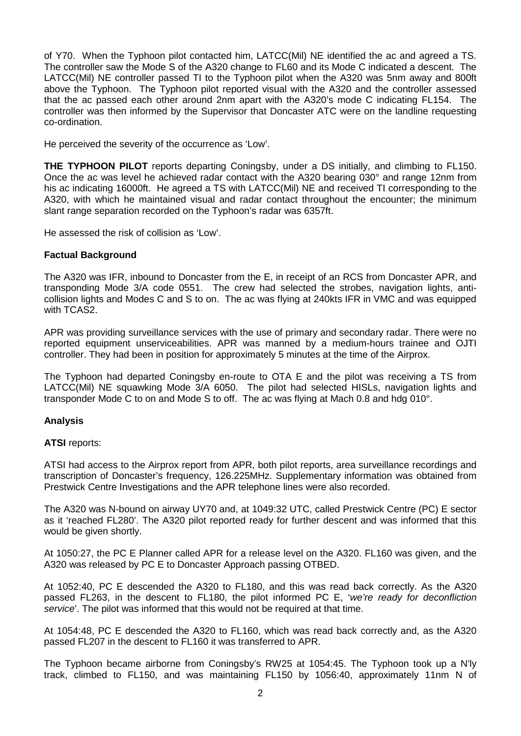of Y70. When the Typhoon pilot contacted him, LATCC(Mil) NE identified the ac and agreed a TS. The controller saw the Mode S of the A320 change to FL60 and its Mode C indicated a descent. The LATCC(Mil) NE controller passed TI to the Typhoon pilot when the A320 was 5nm away and 800ft above the Typhoon. The Typhoon pilot reported visual with the A320 and the controller assessed that the ac passed each other around 2nm apart with the A320's mode C indicating FL154. The controller was then informed by the Supervisor that Doncaster ATC were on the landline requesting co-ordination.

He perceived the severity of the occurrence as 'Low'.

**THE TYPHOON PILOT** reports departing Coningsby, under a DS initially, and climbing to FL150. Once the ac was level he achieved radar contact with the A320 bearing 030° and range 12nm from his ac indicating 16000ft. He agreed a TS with LATCC(Mil) NE and received TI corresponding to the A320, with which he maintained visual and radar contact throughout the encounter; the minimum slant range separation recorded on the Typhoon's radar was 6357ft.

He assessed the risk of collision as 'Low'.

### Factual Background

The A320 was IFR, inbound to Doncaster from the E, in receipt of an RCS from Doncaster APR, and transponding Mode 3/A code 0551. The crew had selected the strobes, navigation lights, anti-collision lights and Modes C and S to on. The ac was flying at 240kts IFR in VMC and was equipped with TCAS2.

APR was providing surveillance services with the use of primary and secondary radar. There were no reported equipment unserviceabilities. APR was manned by a medium-hours trainee and OJTI controller. They had been in position for approximately 5 minutes at the time of the Airprox.

The Typhoon had departed Coningsby en-route to OTA E and the pilot was receiving a TS from LATCC(Mil) NE squawking Mode 3/A 6050. The pilot had selected HISLs, navigation lights and transponder Mode C to on and Mode S to off. The ac was flying at Mach 0.8 and hdg 010°.

### Analysis

**ATSI** reports:

ATSI had access to the Airprox report from APR, both pilot reports, area surveillance recordings and transcription of Doncaster's frequency, 126.225MHz. Supplementary information was obtained from Prestwick Centre Investigations and the APR telephone lines were also recorded.

The A320 was N-bound on airway UY70 and, at 1049:32 UTC, called Prestwick Centre (PC) E sector as it 'reached FL280'. The A320 pilot reported ready for further descent and was informed that this would be given shortly.

At 1050:27, the PC E Planner called APR for a release level on the A320. FL160 was given, and the A320 was released by PC E to Doncaster Approach passing OTBED.

At 1052:40, PC E descended the A320 to FL180, and this was read back correctly. As the A320 passed FL263, in the descent to FL180, the pilot informed PC E, '*we're ready for deconfliction service*'. The pilot was informed that this would not be required at that time.

At 1054:48, PC E descended the A320 to FL160, which was read back correctly and, as the A320 passed FL207 in the descent to FL160 it was transferred to APR.

The Typhoon became airborne from Coningsby's RW25 at 1054:45. The Typhoon took up a N'ly track, climbed to FL150, and was maintaining FL150 by 1056:40, approximately 11nm N of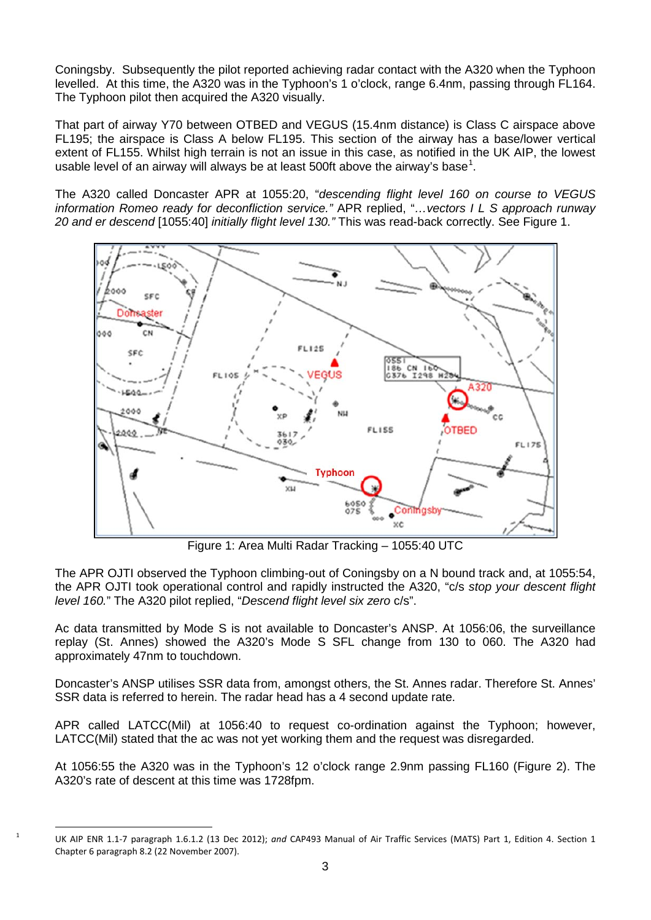Coningsby. Subsequently the pilot reported achieving radar contact with the A320 when the Typhoon levelled. At this time, the A320 was in the Typhoon's 1 o'clock, range 6.4nm, passing through FL164. The Typhoon pilot then acquired the A320 visually.

That part of airway Y70 between OTBED and VEGUS (15.4nm distance) is Class C airspace above FL195; the airspace is Class A below FL195. This section of the airway has a base/lower vertical extent of FL155. Whilst high terrain is not an issue in this case, as notified in the UK AIP, the lowest usable level of an airway will always be at least 500ft above the airway's base[1].

The A320 called Doncaster APR at 1055:20, "*descending flight level 160 on course to VEGUS information Romeo ready for deconfliction service.*" APR replied, "*…vectors I L S approach runway 20 and er descend* [1055:40] *initially flight level 130.*" This was read-back correctly. See Figure 1.

Figure 1: Area Multi Radar Tracking – 1055:40 UTC

The APR OJTI observed the Typhoon climbing-out of Coningsby on a N bound track and, at 1055:54, the APR OJTI took operational control and rapidly instructed the A320, "c/s *stop your descent flight level 160.*" The A320 pilot replied, "*Descend flight level six zero* c/s".

Ac data transmitted by Mode S is not available to Doncaster's ANSP. At 1056:06, the surveillance replay (St. Annes) showed the A320's Mode S SFL change from 130 to 060. The A320 had approximately 47nm to touchdown.

Doncaster's ANSP utilises SSR data from, amongst others, the St. Annes radar. Therefore St. Annes' SSR data is referred to herein. The radar head has a 4 second update rate.

APR called LATCC(Mil) at 1056:40 to request co-ordination against the Typhoon; however, LATCC(Mil) stated that the ac was not yet working them and the request was disregarded.

At 1056:55 the A320 was in the Typhoon's 12 o'clock range 2.9nm passing FL160 (Figure 2). The A320's rate of descent at this time was 1728fpm.

[1] UK AIP ENR 1.1-7 paragraph 1.6.1.2 (13 Dec 2012); *and* CAP493 Manual of Air Traffic Services (MATS) Part 1, Edition 4. Section 1 Chapter 6 paragraph 8.2 (22 November 2007).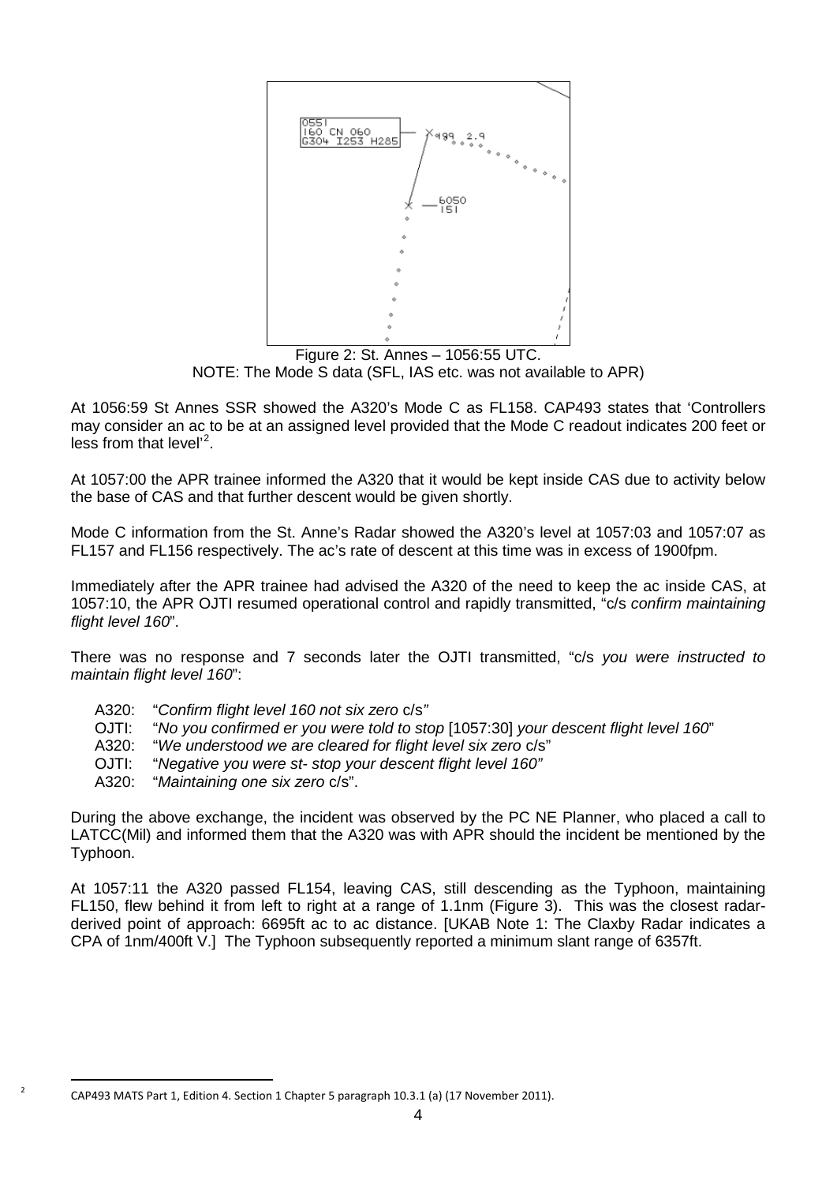Figure 2: St. Annes – 1056:55 UTC.
NOTE: The Mode S data (SFL, IAS etc. was not available to APR)

At 1056:59 St Annes SSR showed the A320's Mode C as FL158. CAP493 states that 'Controllers may consider an ac to be at an assigned level provided that the Mode C readout indicates 200 feet or less from that level'[2].

At 1057:00 the APR trainee informed the A320 that it would be kept inside CAS due to activity below the base of CAS and that further descent would be given shortly.

Mode C information from the St. Anne's Radar showed the A320's level at 1057:03 and 1057:07 as FL157 and FL156 respectively. The ac's rate of descent at this time was in excess of 1900fpm.

Immediately after the APR trainee had advised the A320 of the need to keep the ac inside CAS, at 1057:10, the APR OJTI resumed operational control and rapidly transmitted, "c/s *confirm maintaining flight level 160*".

There was no response and 7 seconds later the OJTI transmitted, "c/s *you were instructed to maintain flight level 160*":

- A320: "*Confirm flight level 160 not six zero* c/s"
- OJTI: "*No you confirmed er you were told to stop* [1057:30] *your descent flight level 160*"
- A320: "*We understood we are cleared for flight level six zero* c/s"
- OJTI: "*Negative you were st- stop your descent flight level 160"*
- A320: "*Maintaining one six zero* c/s".

During the above exchange, the incident was observed by the PC NE Planner, who placed a call to LATCC(Mil) and informed them that the A320 was with APR should the incident be mentioned by the Typhoon.

At 1057:11 the A320 passed FL154, leaving CAS, still descending as the Typhoon, maintaining FL150, flew behind it from left to right at a range of 1.1nm (Figure 3). This was the closest radar-derived point of approach: 6695ft ac to ac distance. [UKAB Note 1: The Claxby Radar indicates a CPA of 1nm/400ft V.] The Typhoon subsequently reported a minimum slant range of 6357ft.

---

[2] CAP493 MATS Part 1, Edition 4. Section 1 Chapter 5 paragraph 10.3.1 (a) (17 November 2011).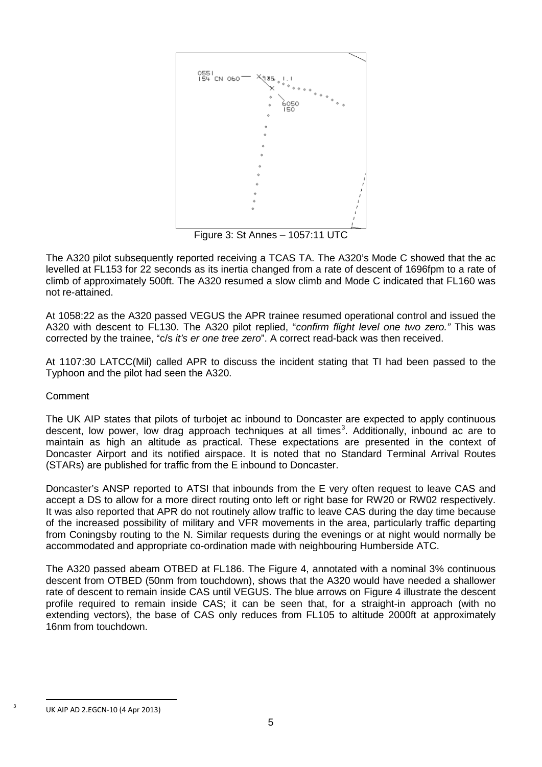Figure 3: St Annes – 1057:11 UTC

The A320 pilot subsequently reported receiving a TCAS TA. The A320's Mode C showed that the ac levelled at FL153 for 22 seconds as its inertia changed from a rate of descent of 1696fpm to a rate of climb of approximately 500ft. The A320 resumed a slow climb and Mode C indicated that FL160 was not re-attained.

At 1058:22 as the A320 passed VEGUS the APR trainee resumed operational control and issued the A320 with descent to FL130. The A320 pilot replied, "*confirm flight level one two zero."* This was corrected by the trainee, "c/s *it's er one tree zero*". A correct read-back was then received.

At 1107:30 LATCC(Mil) called APR to discuss the incident stating that TI had been passed to the Typhoon and the pilot had seen the A320.

Comment

The UK AIP states that pilots of turbojet ac inbound to Doncaster are expected to apply continuous descent, low power, low drag approach techniques at all times[3]. Additionally, inbound ac are to maintain as high an altitude as practical. These expectations are presented in the context of Doncaster Airport and its notified airspace. It is noted that no Standard Terminal Arrival Routes (STARs) are published for traffic from the E inbound to Doncaster.

Doncaster's ANSP reported to ATSI that inbounds from the E very often request to leave CAS and accept a DS to allow for a more direct routing onto left or right base for RW20 or RW02 respectively. It was also reported that APR do not routinely allow traffic to leave CAS during the day time because of the increased possibility of military and VFR movements in the area, particularly traffic departing from Coningsby routing to the N. Similar requests during the evenings or at night would normally be accommodated and appropriate co-ordination made with neighbouring Humberside ATC.

The A320 passed abeam OTBED at FL186. The Figure 4, annotated with a nominal 3% continuous descent from OTBED (50nm from touchdown), shows that the A320 would have needed a shallower rate of descent to remain inside CAS until VEGUS. The blue arrows on Figure 4 illustrate the descent profile required to remain inside CAS; it can be seen that, for a straight-in approach (with no extending vectors), the base of CAS only reduces from FL105 to altitude 2000ft at approximately 16nm from touchdown.

[3] UK AIP AD 2.EGCN-10 (4 Apr 2013)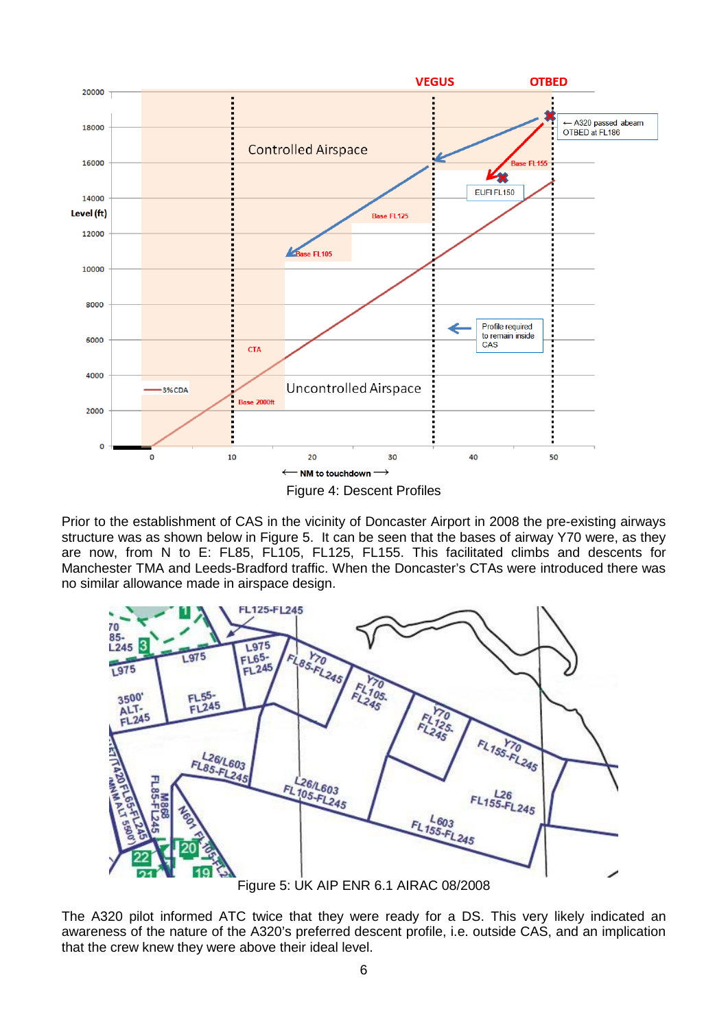Figure 4: Descent Profiles

Prior to the establishment of CAS in the vicinity of Doncaster Airport in 2008 the pre-existing airways structure was as shown below in Figure 5. It can be seen that the bases of airway Y70 were, as they are now, from N to E: FL85, FL105, FL125, FL155. This facilitated climbs and descents for Manchester TMA and Leeds-Bradford traffic. When the Doncaster's CTAs were introduced there was no similar allowance made in airspace design.

Figure 5: UK AIP ENR 6.1 AIRAC 08/2008

The A320 pilot informed ATC twice that they were ready for a DS. This very likely indicated an awareness of the nature of the A320's preferred descent profile, i.e. outside CAS, and an implication that the crew knew they were above their ideal level.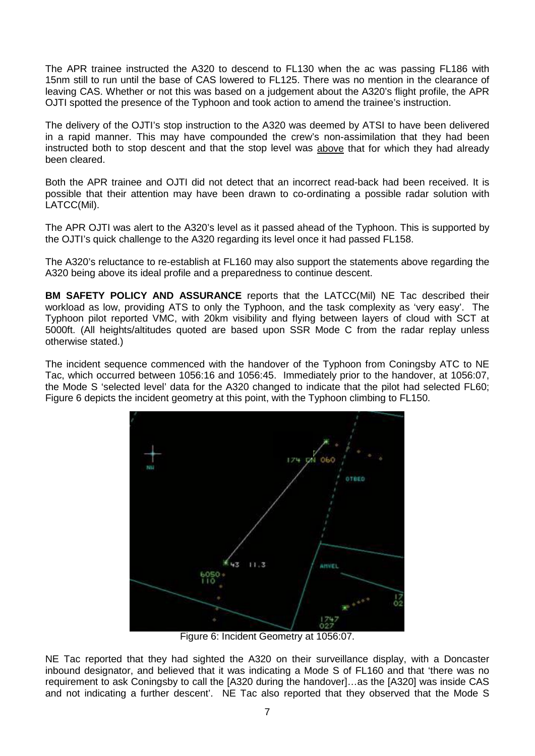The APR trainee instructed the A320 to descend to FL130 when the ac was passing FL186 with 15nm still to run until the base of CAS lowered to FL125. There was no mention in the clearance of leaving CAS. Whether or not this was based on a judgement about the A320's flight profile, the APR OJTI spotted the presence of the Typhoon and took action to amend the trainee's instruction.

The delivery of the OJTI's stop instruction to the A320 was deemed by ATSI to have been delivered in a rapid manner. This may have compounded the crew's non-assimilation that they had been instructed both to stop descent and that the stop level was above that for which they had already been cleared.

Both the APR trainee and OJTI did not detect that an incorrect read-back had been received. It is possible that their attention may have been drawn to co-ordinating a possible radar solution with LATCC(Mil).

The APR OJTI was alert to the A320's level as it passed ahead of the Typhoon. This is supported by the OJTI's quick challenge to the A320 regarding its level once it had passed FL158.

The A320's reluctance to re-establish at FL160 may also support the statements above regarding the A320 being above its ideal profile and a preparedness to continue descent.

**BM SAFETY POLICY AND ASSURANCE** reports that the LATCC(Mil) NE Tac described their workload as low, providing ATS to only the Typhoon, and the task complexity as 'very easy'. The Typhoon pilot reported VMC, with 20km visibility and flying between layers of cloud with SCT at 5000ft. (All heights/altitudes quoted are based upon SSR Mode C from the radar replay unless otherwise stated.)

The incident sequence commenced with the handover of the Typhoon from Coningsby ATC to NE Tac, which occurred between 1056:16 and 1056:45. Immediately prior to the handover, at 1056:07, the Mode S 'selected level' data for the A320 changed to indicate that the pilot had selected FL60; Figure 6 depicts the incident geometry at this point, with the Typhoon climbing to FL150.

Figure 6: Incident Geometry at 1056:07.

NE Tac reported that they had sighted the A320 on their surveillance display, with a Doncaster inbound designator, and believed that it was indicating a Mode S of FL160 and that 'there was no requirement to ask Coningsby to call the [A320] during the handover]…as the [A320] was inside CAS and not indicating a further descent'. NE Tac also reported that they observed that the Mode S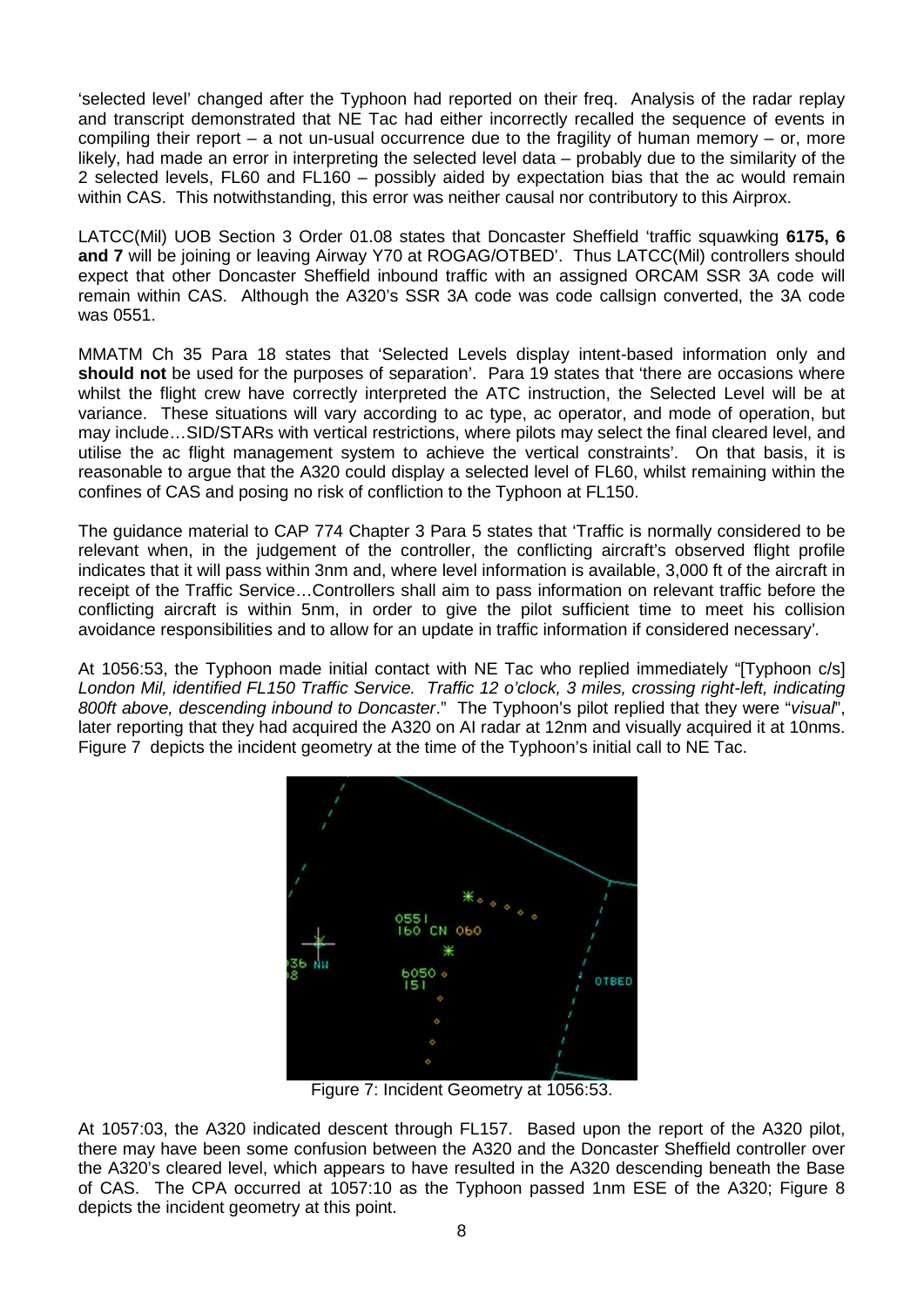'selected level' changed after the Typhoon had reported on their freq. Analysis of the radar replay and transcript demonstrated that NE Tac had either incorrectly recalled the sequence of events in compiling their report – a not un-usual occurrence due to the fragility of human memory – or, more likely, had made an error in interpreting the selected level data – probably due to the similarity of the 2 selected levels, FL60 and FL160 – possibly aided by expectation bias that the ac would remain within CAS. This notwithstanding, this error was neither causal nor contributory to this Airprox.

LATCC(Mil) UOB Section 3 Order 01.08 states that Doncaster Sheffield 'traffic squawking **6175, 6 and 7** will be joining or leaving Airway Y70 at ROGAG/OTBED'. Thus LATCC(Mil) controllers should expect that other Doncaster Sheffield inbound traffic with an assigned ORCAM SSR 3A code will remain within CAS. Although the A320's SSR 3A code was code callsign converted, the 3A code was 0551.

MMATM Ch 35 Para 18 states that 'Selected Levels display intent-based information only and **should not** be used for the purposes of separation'. Para 19 states that 'there are occasions where whilst the flight crew have correctly interpreted the ATC instruction, the Selected Level will be at variance. These situations will vary according to ac type, ac operator, and mode of operation, but may include…SID/STARs with vertical restrictions, where pilots may select the final cleared level, and utilise the ac flight management system to achieve the vertical constraints'. On that basis, it is reasonable to argue that the A320 could display a selected level of FL60, whilst remaining within the confines of CAS and posing no risk of confliction to the Typhoon at FL150.

The guidance material to CAP 774 Chapter 3 Para 5 states that 'Traffic is normally considered to be relevant when, in the judgement of the controller, the conflicting aircraft's observed flight profile indicates that it will pass within 3nm and, where level information is available, 3,000 ft of the aircraft in receipt of the Traffic Service…Controllers shall aim to pass information on relevant traffic before the conflicting aircraft is within 5nm, in order to give the pilot sufficient time to meet his collision avoidance responsibilities and to allow for an update in traffic information if considered necessary'.

At 1056:53, the Typhoon made initial contact with NE Tac who replied immediately "[Typhoon c/s] *London Mil, identified FL150 Traffic Service. Traffic 12 o'clock, 3 miles, crossing right-left, indicating 800ft above, descending inbound to Doncaster*." The Typhoon's pilot replied that they were "*visual*", later reporting that they had acquired the A320 on AI radar at 12nm and visually acquired it at 10nms. Figure 7 depicts the incident geometry at the time of the Typhoon's initial call to NE Tac.

Figure 7: Incident Geometry at 1056:53.

At 1057:03, the A320 indicated descent through FL157. Based upon the report of the A320 pilot, there may have been some confusion between the A320 and the Doncaster Sheffield controller over the A320's cleared level, which appears to have resulted in the A320 descending beneath the Base of CAS. The CPA occurred at 1057:10 as the Typhoon passed 1nm ESE of the A320; Figure 8 depicts the incident geometry at this point.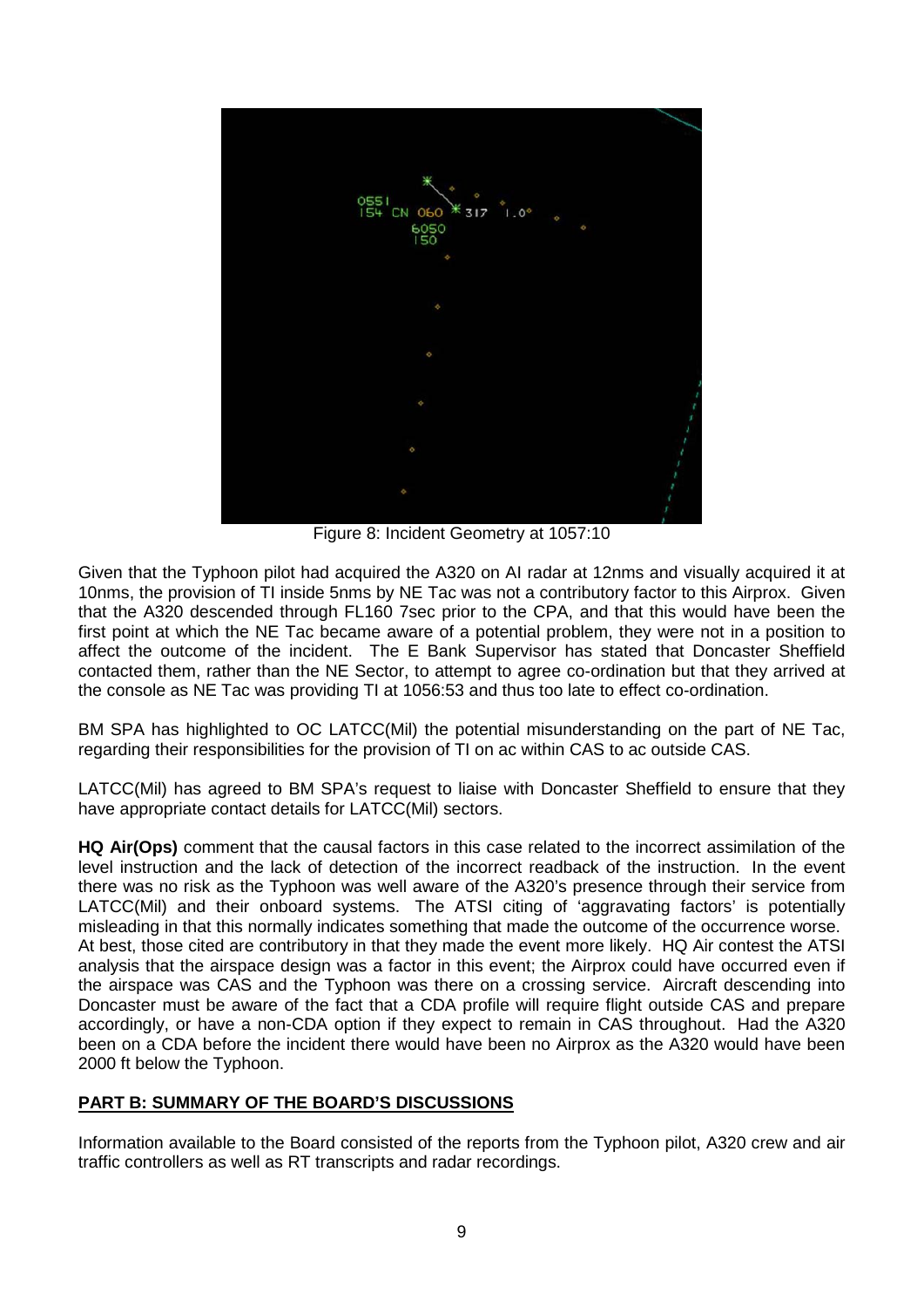Figure 8: Incident Geometry at 1057:10

Given that the Typhoon pilot had acquired the A320 on AI radar at 12nms and visually acquired it at 10nms, the provision of TI inside 5nms by NE Tac was not a contributory factor to this Airprox. Given that the A320 descended through FL160 7sec prior to the CPA, and that this would have been the first point at which the NE Tac became aware of a potential problem, they were not in a position to affect the outcome of the incident. The E Bank Supervisor has stated that Doncaster Sheffield contacted them, rather than the NE Sector, to attempt to agree co-ordination but that they arrived at the console as NE Tac was providing TI at 1056:53 and thus too late to effect co-ordination.

BM SPA has highlighted to OC LATCC(Mil) the potential misunderstanding on the part of NE Tac, regarding their responsibilities for the provision of TI on ac within CAS to ac outside CAS.

LATCC(Mil) has agreed to BM SPA's request to liaise with Doncaster Sheffield to ensure that they have appropriate contact details for LATCC(Mil) sectors.

**HQ Air(Ops)** comment that the causal factors in this case related to the incorrect assimilation of the level instruction and the lack of detection of the incorrect readback of the instruction. In the event there was no risk as the Typhoon was well aware of the A320's presence through their service from LATCC(Mil) and their onboard systems. The ATSI citing of 'aggravating factors' is potentially misleading in that this normally indicates something that made the outcome of the occurrence worse. At best, those cited are contributory in that they made the event more likely. HQ Air contest the ATSI analysis that the airspace design was a factor in this event; the Airprox could have occurred even if the airspace was CAS and the Typhoon was there on a crossing service. Aircraft descending into Doncaster must be aware of the fact that a CDA profile will require flight outside CAS and prepare accordingly, or have a non-CDA option if they expect to remain in CAS throughout. Had the A320 been on a CDA before the incident there would have been no Airprox as the A320 would have been 2000 ft below the Typhoon.

## PART B: SUMMARY OF THE BOARD'S DISCUSSIONS

Information available to the Board consisted of the reports from the Typhoon pilot, A320 crew and air traffic controllers as well as RT transcripts and radar recordings.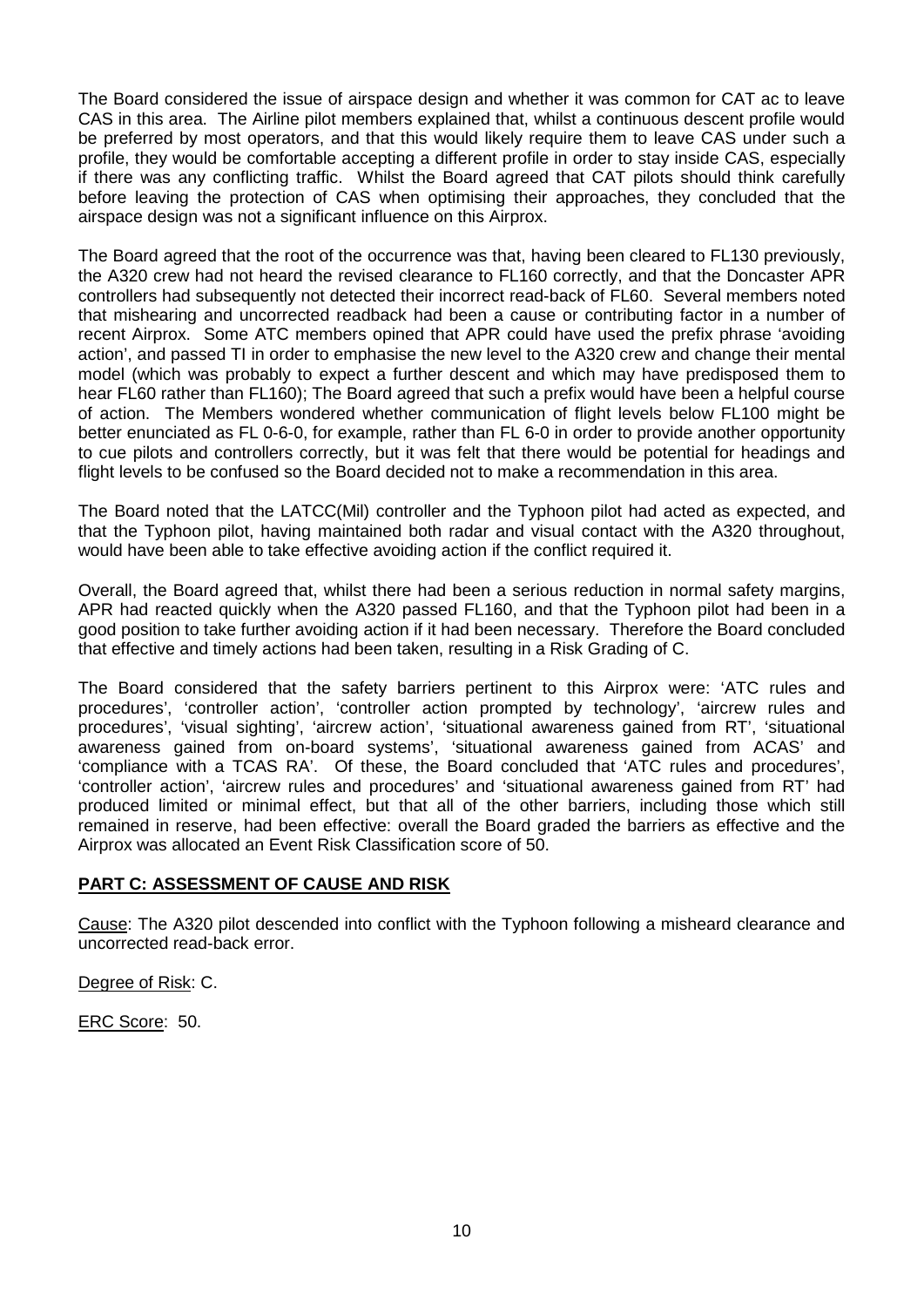The Board considered the issue of airspace design and whether it was common for CAT ac to leave CAS in this area. The Airline pilot members explained that, whilst a continuous descent profile would be preferred by most operators, and that this would likely require them to leave CAS under such a profile, they would be comfortable accepting a different profile in order to stay inside CAS, especially if there was any conflicting traffic. Whilst the Board agreed that CAT pilots should think carefully before leaving the protection of CAS when optimising their approaches, they concluded that the airspace design was not a significant influence on this Airprox.

The Board agreed that the root of the occurrence was that, having been cleared to FL130 previously, the A320 crew had not heard the revised clearance to FL160 correctly, and that the Doncaster APR controllers had subsequently not detected their incorrect read-back of FL60. Several members noted that mishearing and uncorrected readback had been a cause or contributing factor in a number of recent Airprox. Some ATC members opined that APR could have used the prefix phrase 'avoiding action', and passed TI in order to emphasise the new level to the A320 crew and change their mental model (which was probably to expect a further descent and which may have predisposed them to hear FL60 rather than FL160); The Board agreed that such a prefix would have been a helpful course of action. The Members wondered whether communication of flight levels below FL100 might be better enunciated as FL 0-6-0, for example, rather than FL 6-0 in order to provide another opportunity to cue pilots and controllers correctly, but it was felt that there would be potential for headings and flight levels to be confused so the Board decided not to make a recommendation in this area.

The Board noted that the LATCC(Mil) controller and the Typhoon pilot had acted as expected, and that the Typhoon pilot, having maintained both radar and visual contact with the A320 throughout, would have been able to take effective avoiding action if the conflict required it.

Overall, the Board agreed that, whilst there had been a serious reduction in normal safety margins, APR had reacted quickly when the A320 passed FL160, and that the Typhoon pilot had been in a good position to take further avoiding action if it had been necessary. Therefore the Board concluded that effective and timely actions had been taken, resulting in a Risk Grading of C.

The Board considered that the safety barriers pertinent to this Airprox were: 'ATC rules and procedures', 'controller action', 'controller action prompted by technology', 'aircrew rules and procedures', 'visual sighting', 'aircrew action', 'situational awareness gained from RT', 'situational awareness gained from on-board systems', 'situational awareness gained from ACAS' and 'compliance with a TCAS RA'. Of these, the Board concluded that 'ATC rules and procedures', 'controller action', 'aircrew rules and procedures' and 'situational awareness gained from RT' had produced limited or minimal effect, but that all of the other barriers, including those which still remained in reserve, had been effective: overall the Board graded the barriers as effective and the Airprox was allocated an Event Risk Classification score of 50.

## PART C: ASSESSMENT OF CAUSE AND RISK

Cause: The A320 pilot descended into conflict with the Typhoon following a misheard clearance and uncorrected read-back error.

Degree of Risk: C.

ERC Score: 50.